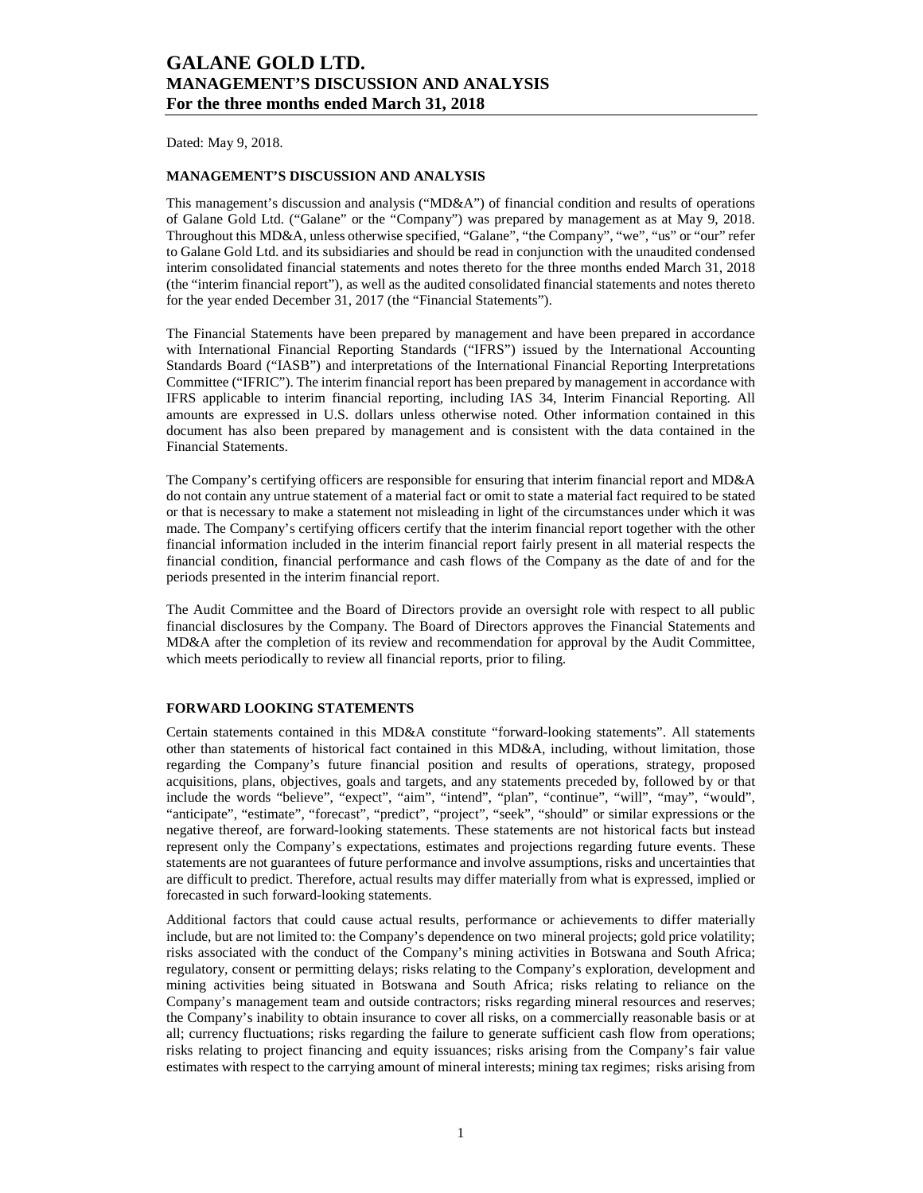# GALANE GOLD LTD.
# MANAGEMENT'S DISCUSSION AND ANALYSIS
# For the three months ended March 31, 2018

Dated: May 9, 2018.

## MANAGEMENT'S DISCUSSION AND ANALYSIS

This management's discussion and analysis ("MD&A") of financial condition and results of operations of Galane Gold Ltd. ("Galane" or the "Company") was prepared by management as at May 9, 2018. Throughout this MD&A, unless otherwise specified, "Galane", "the Company", "we", "us" or "our" refer to Galane Gold Ltd. and its subsidiaries and should be read in conjunction with the unaudited condensed interim consolidated financial statements and notes thereto for the three months ended March 31, 2018 (the "interim financial report"), as well as the audited consolidated financial statements and notes thereto for the year ended December 31, 2017 (the "Financial Statements").

The Financial Statements have been prepared by management and have been prepared in accordance with International Financial Reporting Standards ("IFRS") issued by the International Accounting Standards Board ("IASB") and interpretations of the International Financial Reporting Interpretations Committee ("IFRIC"). The interim financial report has been prepared by management in accordance with IFRS applicable to interim financial reporting, including IAS 34, Interim Financial Reporting. All amounts are expressed in U.S. dollars unless otherwise noted. Other information contained in this document has also been prepared by management and is consistent with the data contained in the Financial Statements.

The Company's certifying officers are responsible for ensuring that interim financial report and MD&A do not contain any untrue statement of a material fact or omit to state a material fact required to be stated or that is necessary to make a statement not misleading in light of the circumstances under which it was made. The Company's certifying officers certify that the interim financial report together with the other financial information included in the interim financial report fairly present in all material respects the financial condition, financial performance and cash flows of the Company as the date of and for the periods presented in the interim financial report.

The Audit Committee and the Board of Directors provide an oversight role with respect to all public financial disclosures by the Company. The Board of Directors approves the Financial Statements and MD&A after the completion of its review and recommendation for approval by the Audit Committee, which meets periodically to review all financial reports, prior to filing.

## FORWARD LOOKING STATEMENTS

Certain statements contained in this MD&A constitute "forward-looking statements". All statements other than statements of historical fact contained in this MD&A, including, without limitation, those regarding the Company's future financial position and results of operations, strategy, proposed acquisitions, plans, objectives, goals and targets, and any statements preceded by, followed by or that include the words "believe", "expect", "aim", "intend", "plan", "continue", "will", "may", "would", "anticipate", "estimate", "forecast", "predict", "project", "seek", "should" or similar expressions or the negative thereof, are forward-looking statements. These statements are not historical facts but instead represent only the Company's expectations, estimates and projections regarding future events. These statements are not guarantees of future performance and involve assumptions, risks and uncertainties that are difficult to predict. Therefore, actual results may differ materially from what is expressed, implied or forecasted in such forward-looking statements.

Additional factors that could cause actual results, performance or achievements to differ materially include, but are not limited to: the Company's dependence on two mineral projects; gold price volatility; risks associated with the conduct of the Company's mining activities in Botswana and South Africa; regulatory, consent or permitting delays; risks relating to the Company's exploration, development and mining activities being situated in Botswana and South Africa; risks relating to reliance on the Company's management team and outside contractors; risks regarding mineral resources and reserves; the Company's inability to obtain insurance to cover all risks, on a commercially reasonable basis or at all; currency fluctuations; risks regarding the failure to generate sufficient cash flow from operations; risks relating to project financing and equity issuances; risks arising from the Company's fair value estimates with respect to the carrying amount of mineral interests; mining tax regimes; risks arising from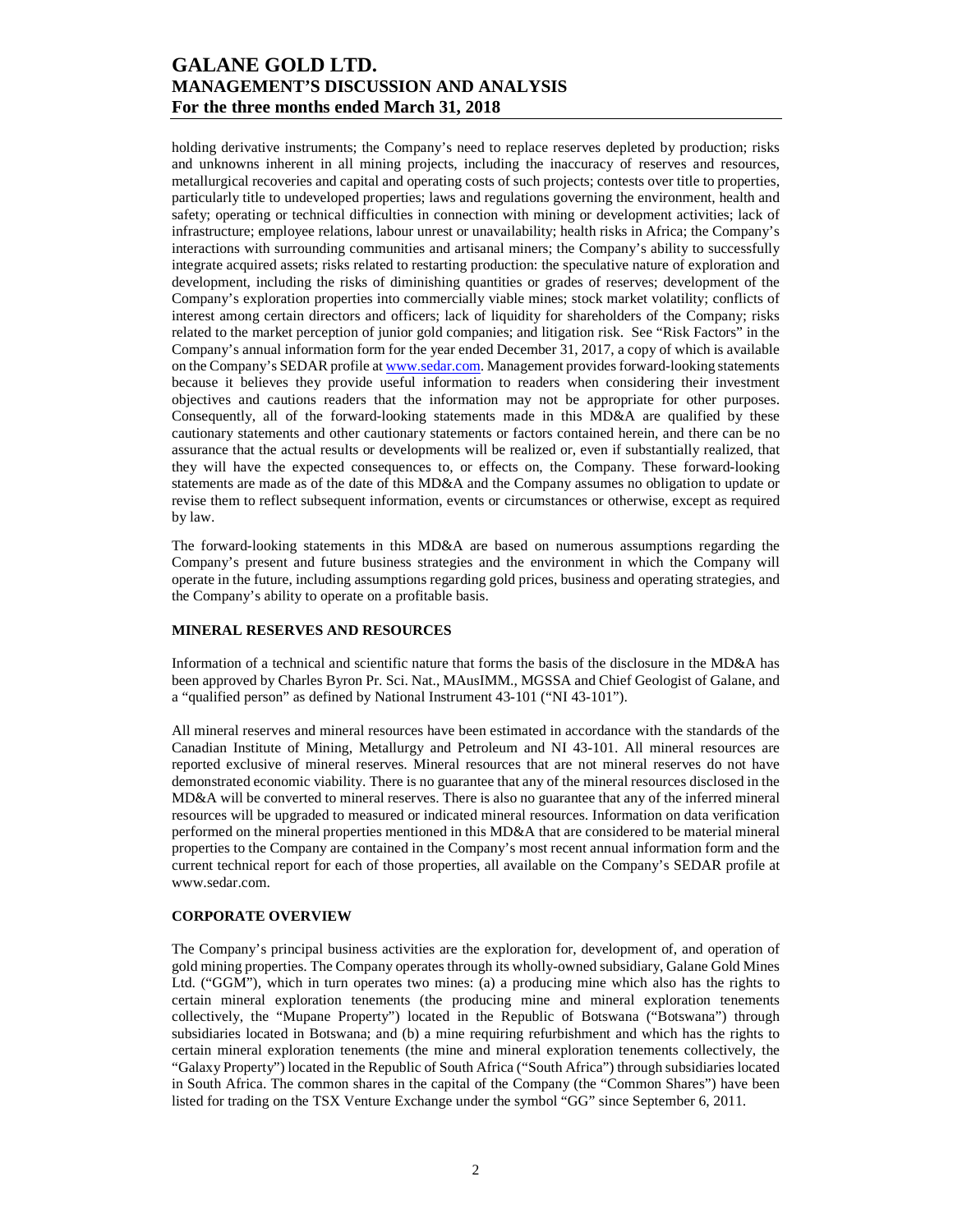holding derivative instruments; the Company's need to replace reserves depleted by production; risks and unknowns inherent in all mining projects, including the inaccuracy of reserves and resources, metallurgical recoveries and capital and operating costs of such projects; contests over title to properties, particularly title to undeveloped properties; laws and regulations governing the environment, health and safety; operating or technical difficulties in connection with mining or development activities; lack of infrastructure; employee relations, labour unrest or unavailability; health risks in Africa; the Company's interactions with surrounding communities and artisanal miners; the Company's ability to successfully integrate acquired assets; risks related to restarting production: the speculative nature of exploration and development, including the risks of diminishing quantities or grades of reserves; development of the Company's exploration properties into commercially viable mines; stock market volatility; conflicts of interest among certain directors and officers; lack of liquidity for shareholders of the Company; risks related to the market perception of junior gold companies; and litigation risk. See "Risk Factors" in the Company's annual information form for the year ended December 31, 2017, a copy of which is available on the Company's SEDAR profile at www.sedar.com. Management provides forward-looking statements because it believes they provide useful information to readers when considering their investment objectives and cautions readers that the information may not be appropriate for other purposes. Consequently, all of the forward-looking statements made in this MD&A are qualified by these cautionary statements and other cautionary statements or factors contained herein, and there can be no assurance that the actual results or developments will be realized or, even if substantially realized, that they will have the expected consequences to, or effects on, the Company. These forward-looking statements are made as of the date of this MD&A and the Company assumes no obligation to update or revise them to reflect subsequent information, events or circumstances or otherwise, except as required by law.

The forward-looking statements in this MD&A are based on numerous assumptions regarding the Company's present and future business strategies and the environment in which the Company will operate in the future, including assumptions regarding gold prices, business and operating strategies, and the Company's ability to operate on a profitable basis.

## MINERAL RESERVES AND RESOURCES

Information of a technical and scientific nature that forms the basis of the disclosure in the MD&A has been approved by Charles Byron Pr. Sci. Nat., MAusIMM., MGSSA and Chief Geologist of Galane, and a "qualified person" as defined by National Instrument 43-101 ("NI 43-101").

All mineral reserves and mineral resources have been estimated in accordance with the standards of the Canadian Institute of Mining, Metallurgy and Petroleum and NI 43-101. All mineral resources are reported exclusive of mineral reserves. Mineral resources that are not mineral reserves do not have demonstrated economic viability. There is no guarantee that any of the mineral resources disclosed in the MD&A will be converted to mineral reserves. There is also no guarantee that any of the inferred mineral resources will be upgraded to measured or indicated mineral resources. Information on data verification performed on the mineral properties mentioned in this MD&A that are considered to be material mineral properties to the Company are contained in the Company's most recent annual information form and the current technical report for each of those properties, all available on the Company's SEDAR profile at www.sedar.com.

## CORPORATE OVERVIEW

The Company's principal business activities are the exploration for, development of, and operation of gold mining properties. The Company operates through its wholly-owned subsidiary, Galane Gold Mines Ltd. ("GGM"), which in turn operates two mines: (a) a producing mine which also has the rights to certain mineral exploration tenements (the producing mine and mineral exploration tenements collectively, the "Mupane Property") located in the Republic of Botswana ("Botswana") through subsidiaries located in Botswana; and (b) a mine requiring refurbishment and which has the rights to certain mineral exploration tenements (the mine and mineral exploration tenements collectively, the "Galaxy Property") located in the Republic of South Africa ("South Africa") through subsidiaries located in South Africa. The common shares in the capital of the Company (the "Common Shares") have been listed for trading on the TSX Venture Exchange under the symbol "GG" since September 6, 2011.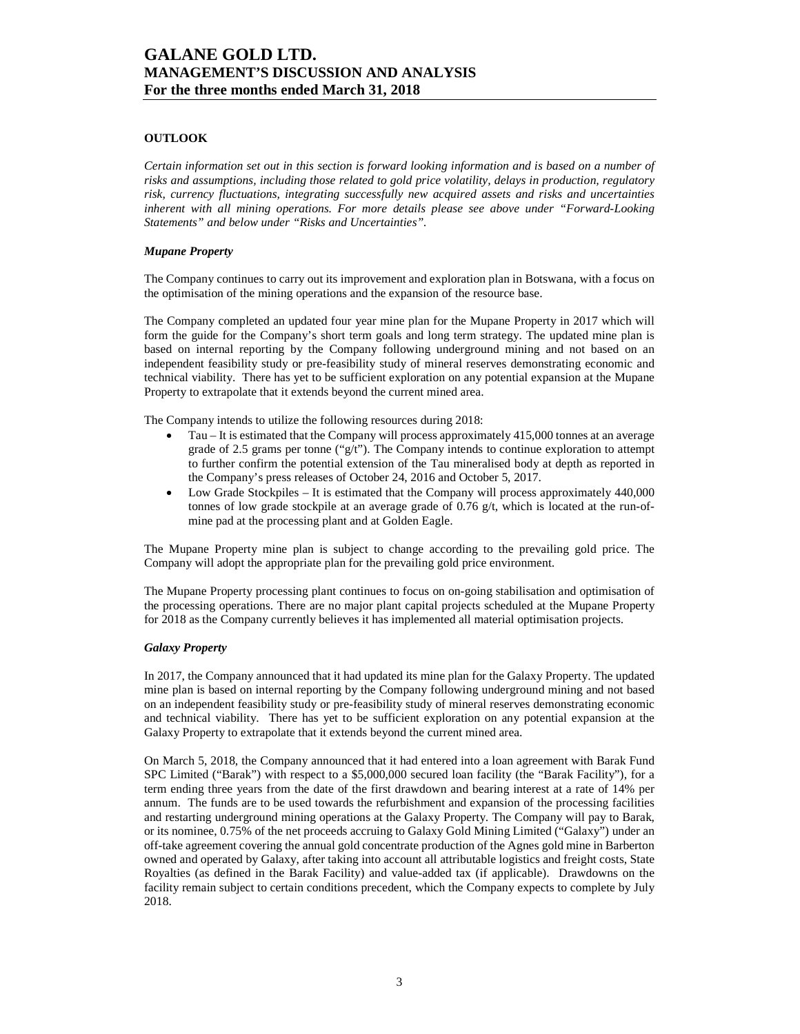## OUTLOOK

*Certain information set out in this section is forward looking information and is based on a number of risks and assumptions, including those related to gold price volatility, delays in production, regulatory risk, currency fluctuations, integrating successfully new acquired assets and risks and uncertainties inherent with all mining operations. For more details please see above under "Forward-Looking Statements" and below under "Risks and Uncertainties".*

### *Mupane Property*

The Company continues to carry out its improvement and exploration plan in Botswana, with a focus on the optimisation of the mining operations and the expansion of the resource base.

The Company completed an updated four year mine plan for the Mupane Property in 2017 which will form the guide for the Company's short term goals and long term strategy. The updated mine plan is based on internal reporting by the Company following underground mining and not based on an independent feasibility study or pre-feasibility study of mineral reserves demonstrating economic and technical viability. There has yet to be sufficient exploration on any potential expansion at the Mupane Property to extrapolate that it extends beyond the current mined area.

The Company intends to utilize the following resources during 2018:

- Tau – It is estimated that the Company will process approximately 415,000 tonnes at an average grade of 2.5 grams per tonne ("g/t"). The Company intends to continue exploration to attempt to further confirm the potential extension of the Tau mineralised body at depth as reported in the Company's press releases of October 24, 2016 and October 5, 2017.
- Low Grade Stockpiles – It is estimated that the Company will process approximately 440,000 tonnes of low grade stockpile at an average grade of 0.76 g/t, which is located at the run-of-mine pad at the processing plant and at Golden Eagle.

The Mupane Property mine plan is subject to change according to the prevailing gold price. The Company will adopt the appropriate plan for the prevailing gold price environment.

The Mupane Property processing plant continues to focus on on-going stabilisation and optimisation of the processing operations. There are no major plant capital projects scheduled at the Mupane Property for 2018 as the Company currently believes it has implemented all material optimisation projects.

### *Galaxy Property*

In 2017, the Company announced that it had updated its mine plan for the Galaxy Property. The updated mine plan is based on internal reporting by the Company following underground mining and not based on an independent feasibility study or pre-feasibility study of mineral reserves demonstrating economic and technical viability. There has yet to be sufficient exploration on any potential expansion at the Galaxy Property to extrapolate that it extends beyond the current mined area.

On March 5, 2018, the Company announced that it had entered into a loan agreement with Barak Fund SPC Limited ("Barak") with respect to a $5,000,000 secured loan facility (the "Barak Facility"), for a term ending three years from the date of the first drawdown and bearing interest at a rate of 14% per annum. The funds are to be used towards the refurbishment and expansion of the processing facilities and restarting underground mining operations at the Galaxy Property. The Company will pay to Barak, or its nominee, 0.75% of the net proceeds accruing to Galaxy Gold Mining Limited ("Galaxy") under an off-take agreement covering the annual gold concentrate production of the Agnes gold mine in Barberton owned and operated by Galaxy, after taking into account all attributable logistics and freight costs, State Royalties (as defined in the Barak Facility) and value-added tax (if applicable). Drawdowns on the facility remain subject to certain conditions precedent, which the Company expects to complete by July 2018.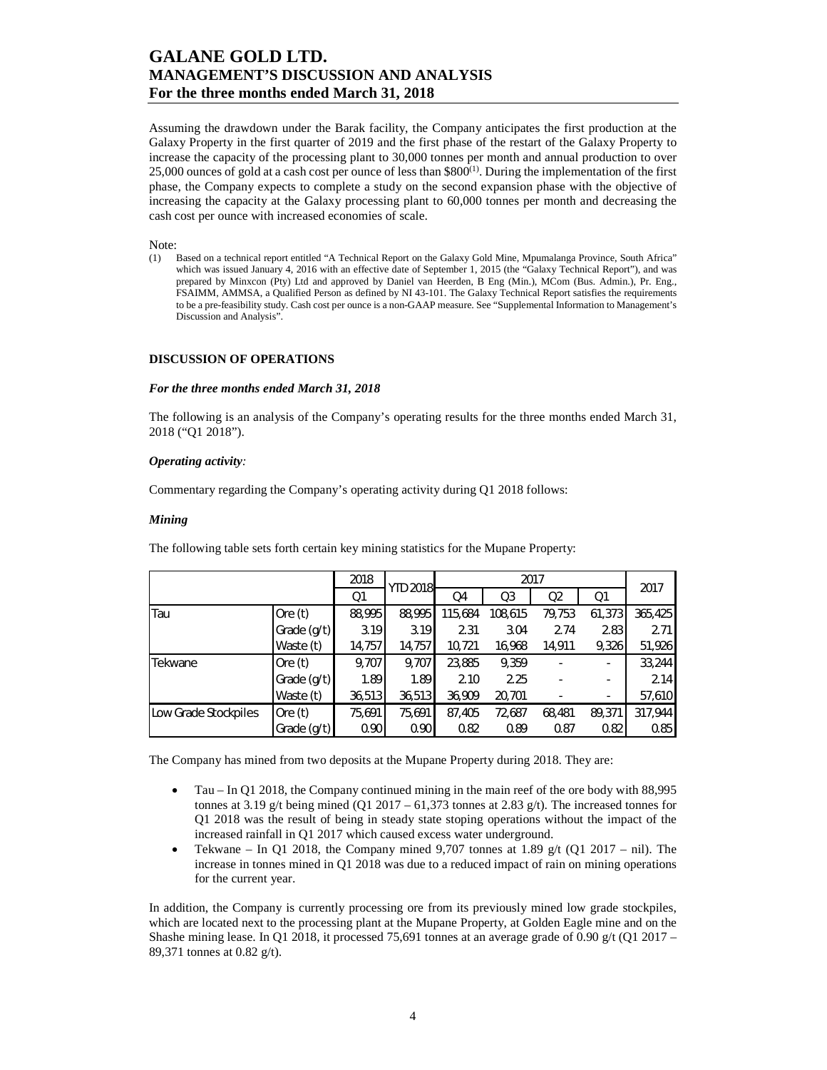Assuming the drawdown under the Barak facility, the Company anticipates the first production at the Galaxy Property in the first quarter of 2019 and the first phase of the restart of the Galaxy Property to increase the capacity of the processing plant to 30,000 tonnes per month and annual production to over 25,000 ounces of gold at a cash cost per ounce of less than $800[(1)]. During the implementation of the first phase, the Company expects to complete a study on the second expansion phase with the objective of increasing the capacity at the Galaxy processing plant to 60,000 tonnes per month and decreasing the cash cost per ounce with increased economies of scale.

Note:

(1) Based on a technical report entitled "A Technical Report on the Galaxy Gold Mine, Mpumalanga Province, South Africa" which was issued January 4, 2016 with an effective date of September 1, 2015 (the "Galaxy Technical Report"), and was prepared by Minxcon (Pty) Ltd and approved by Daniel van Heerden, B Eng (Min.), MCom (Bus. Admin.), Pr. Eng., FSAIMM, AMMSA, a Qualified Person as defined by NI 43-101. The Galaxy Technical Report satisfies the requirements to be a pre-feasibility study. Cash cost per ounce is a non-GAAP measure. See "Supplemental Information to Management's Discussion and Analysis".

## DISCUSSION OF OPERATIONS

### *For the three months ended March 31, 2018*

The following is an analysis of the Company's operating results for the three months ended March 31, 2018 ("Q1 2018").

### *Operating activity:*

Commentary regarding the Company's operating activity during Q1 2018 follows:

### *Mining*

The following table sets forth certain key mining statistics for the Mupane Property:

| | | 2018 | YTD 2018 | 2017 | | | | 2017 |
|---|---|---|---|---|---|---|---|---|
| | | Q1 | | Q4 | Q3 | Q2 | Q1 | |
| Tau | Ore (t) | 88,995 | 88,995 | 115,684 | 108,615 | 79,753 | 61,373 | 365,425 |
| | Grade (g/t) | 3.19 | 3.19 | 2.31 | 3.04 | 2.74 | 2.83 | 2.71 |
| | Waste (t) | 14,757 | 14,757 | 10,721 | 16,968 | 14,911 | 9,326 | 51,926 |
| Tekwane | Ore (t) | 9,707 | 9,707 | 23,885 | 9,359 | - | - | 33,244 |
| | Grade (g/t) | 1.89 | 1.89 | 2.10 | 2.25 | - | - | 2.14 |
| | Waste (t) | 36,513 | 36,513 | 36,909 | 20,701 | - | - | 57,610 |
| Low Grade Stockpiles | Ore (t) | 75,691 | 75,691 | 87,405 | 72,687 | 68,481 | 89,371 | 317,944 |
| | Grade (g/t) | 0.90 | 0.90 | 0.82 | 0.89 | 0.87 | 0.82 | 0.85 |

The Company has mined from two deposits at the Mupane Property during 2018. They are:

- Tau – In Q1 2018, the Company continued mining in the main reef of the ore body with 88,995 tonnes at 3.19 g/t being mined (Q1 2017 – 61,373 tonnes at 2.83 g/t). The increased tonnes for Q1 2018 was the result of being in steady state stoping operations without the impact of the increased rainfall in Q1 2017 which caused excess water underground.
- Tekwane – In Q1 2018, the Company mined 9,707 tonnes at 1.89 g/t (Q1 2017 – nil). The increase in tonnes mined in Q1 2018 was due to a reduced impact of rain on mining operations for the current year.

In addition, the Company is currently processing ore from its previously mined low grade stockpiles, which are located next to the processing plant at the Mupane Property, at Golden Eagle mine and on the Shashe mining lease. In Q1 2018, it processed 75,691 tonnes at an average grade of 0.90 g/t (Q1 2017 – 89,371 tonnes at 0.82 g/t).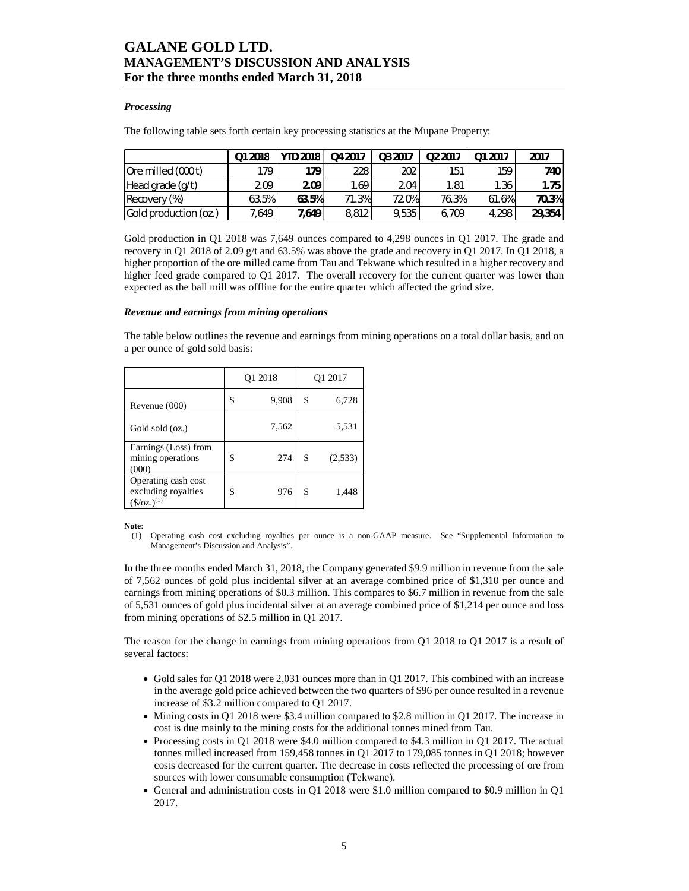### *Processing*

The following table sets forth certain key processing statistics at the Mupane Property:

| | Q1 2018 | YTD 2018 | Q4 2017 | Q3 2017 | Q2 2017 | Q1 2017 | 2017 |
|---|---|---|---|---|---|---|---|
| Ore milled (000t) | 179 | **179** | 228 | 202 | 151 | 159 | **740** |
| Head grade (g/t) | 2.09 | **2.09** | 1.69 | 2.04 | 1.81 | 1.36 | **1.75** |
| Recovery (%) | 63.5% | **63.5%** | 71.3% | 72.0% | 76.3% | 61.6% | **70.3%** |
| Gold production (oz.) | 7,649 | **7,649** | 8,812 | 9,535 | 6,709 | 4,298 | **29,354** |

Gold production in Q1 2018 was 7,649 ounces compared to 4,298 ounces in Q1 2017. The grade and recovery in Q1 2018 of 2.09 g/t and 63.5% was above the grade and recovery in Q1 2017. In Q1 2018, a higher proportion of the ore milled came from Tau and Tekwane which resulted in a higher recovery and higher feed grade compared to Q1 2017. The overall recovery for the current quarter was lower than expected as the ball mill was offline for the entire quarter which affected the grind size.

### *Revenue and earnings from mining operations*

The table below outlines the revenue and earnings from mining operations on a total dollar basis, and on a per ounce of gold sold basis:

| | Q1 2018 | Q1 2017 |
|---|---|---|
| Revenue (000) | $ 9,908 | $ 6,728 |
| Gold sold (oz.) | 7,562 | 5,531 |
| Earnings (Loss) from mining operations (000) | $ 274 | $ (2,533) |
| Operating cash cost excluding royalties ($/oz.)[(1)] | $ 976 | $ 1,448 |

**Note**:

(1) Operating cash cost excluding royalties per ounce is a non-GAAP measure. See "Supplemental Information to Management's Discussion and Analysis".

In the three months ended March 31, 2018, the Company generated $9.9 million in revenue from the sale of 7,562 ounces of gold plus incidental silver at an average combined price of $1,310 per ounce and earnings from mining operations of $0.3 million. This compares to $6.7 million in revenue from the sale of 5,531 ounces of gold plus incidental silver at an average combined price of $1,214 per ounce and loss from mining operations of $2.5 million in Q1 2017.

The reason for the change in earnings from mining operations from Q1 2018 to Q1 2017 is a result of several factors:

- Gold sales for Q1 2018 were 2,031 ounces more than in Q1 2017. This combined with an increase in the average gold price achieved between the two quarters of $96 per ounce resulted in a revenue increase of $3.2 million compared to Q1 2017.
- Mining costs in Q1 2018 were $3.4 million compared to $2.8 million in Q1 2017. The increase in cost is due mainly to the mining costs for the additional tonnes mined from Tau.
- Processing costs in Q1 2018 were $4.0 million compared to $4.3 million in Q1 2017. The actual tonnes milled increased from 159,458 tonnes in Q1 2017 to 179,085 tonnes in Q1 2018; however costs decreased for the current quarter. The decrease in costs reflected the processing of ore from sources with lower consumable consumption (Tekwane).
- General and administration costs in Q1 2018 were $1.0 million compared to $0.9 million in Q1 2017.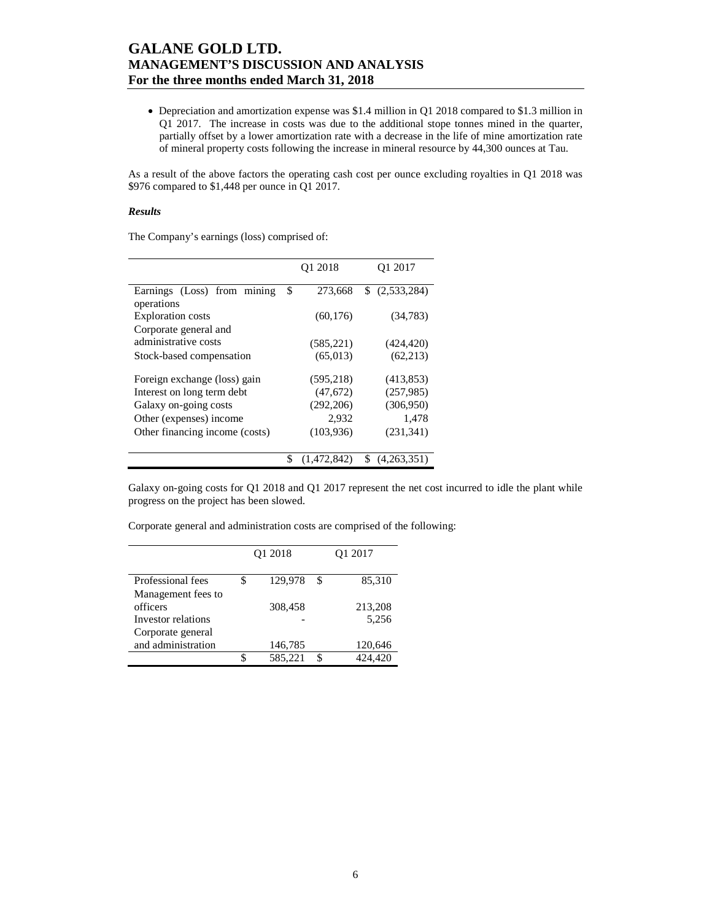- Depreciation and amortization expense was $1.4 million in Q1 2018 compared to $1.3 million in Q1 2017. The increase in costs was due to the additional stope tonnes mined in the quarter, partially offset by a lower amortization rate with a decrease in the life of mine amortization rate of mineral property costs following the increase in mineral resource by 44,300 ounces at Tau.

As a result of the above factors the operating cash cost per ounce excluding royalties in Q1 2018 was $976 compared to $1,448 per ounce in Q1 2017.

***Results***

The Company's earnings (loss) comprised of:

| | Q1 2018 | Q1 2017 |
|---|---|---|
| Earnings (Loss) from mining operations | $ 273,668 | $ (2,533,284) |
| Exploration costs | (60,176) | (34,783) |
| Corporate general and administrative costs | (585,221) | (424,420) |
| Stock-based compensation | (65,013) | (62,213) |
| Foreign exchange (loss) gain | (595,218) | (413,853) |
| Interest on long term debt | (47,672) | (257,985) |
| Galaxy on-going costs | (292,206) | (306,950) |
| Other (expenses) income | 2,932 | 1,478 |
| Other financing income (costs) | (103,936) | (231,341) |
| | $ (1,472,842) | $ (4,263,351) |

Galaxy on-going costs for Q1 2018 and Q1 2017 represent the net cost incurred to idle the plant while progress on the project has been slowed.

Corporate general and administration costs are comprised of the following:

| | Q1 2018 | Q1 2017 |
|---|---|---|
| Professional fees | $ 129,978 | $ 85,310 |
| Management fees to officers | 308,458 | 213,208 |
| Investor relations | - | 5,256 |
| Corporate general and administration | 146,785 | 120,646 |
| | $ 585,221 | $ 424,420 |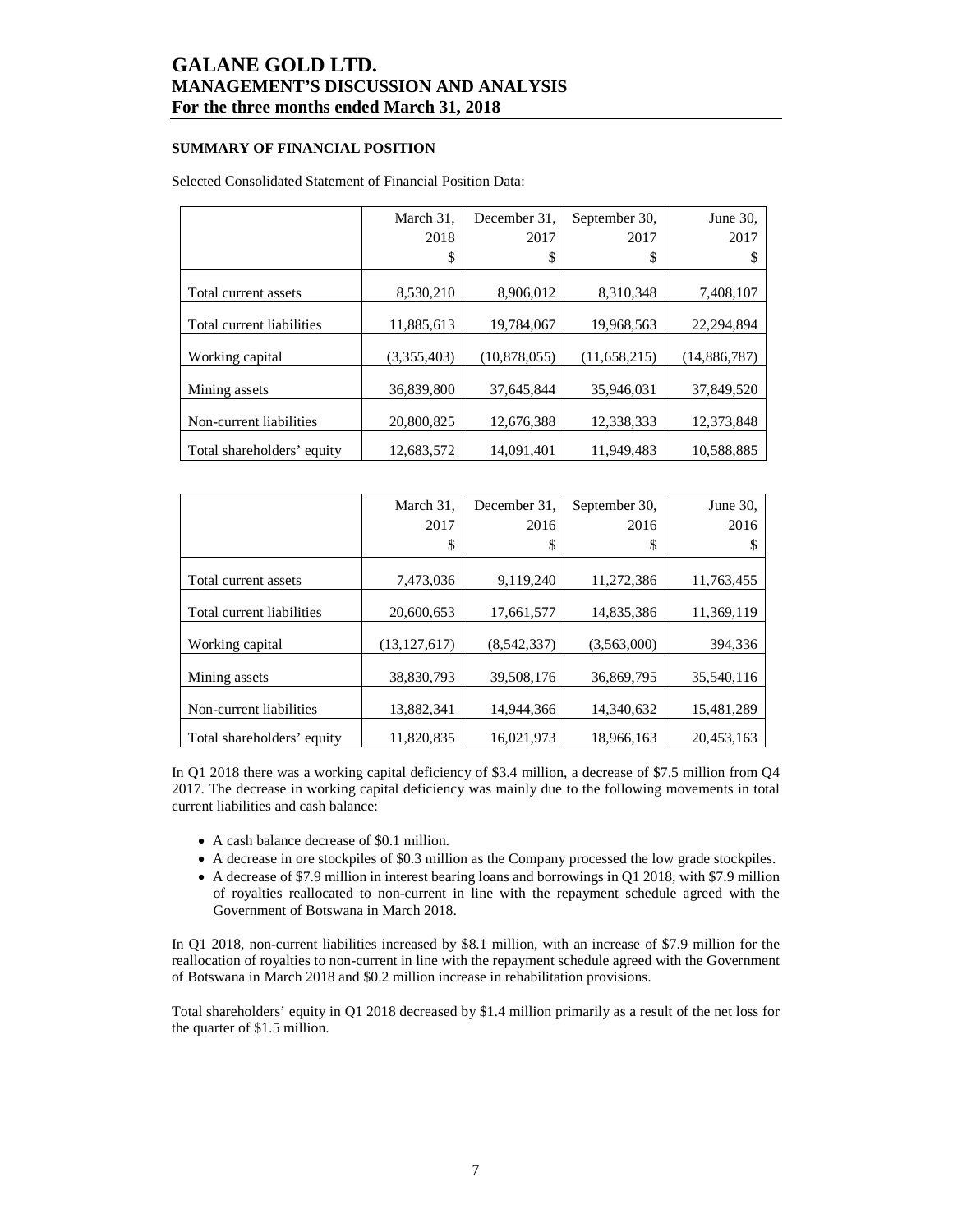## SUMMARY OF FINANCIAL POSITION

Selected Consolidated Statement of Financial Position Data:

| | March 31, 2018 \$ | December 31, 2017 \$ | September 30, 2017 \$ | June 30, 2017 \$ |
|---|---|---|---|---|
| Total current assets | 8,530,210 | 8,906,012 | 8,310,348 | 7,408,107 |
| Total current liabilities | 11,885,613 | 19,784,067 | 19,968,563 | 22,294,894 |
| Working capital | (3,355,403) | (10,878,055) | (11,658,215) | (14,886,787) |
| Mining assets | 36,839,800 | 37,645,844 | 35,946,031 | 37,849,520 |
| Non-current liabilities | 20,800,825 | 12,676,388 | 12,338,333 | 12,373,848 |
| Total shareholders' equity | 12,683,572 | 14,091,401 | 11,949,483 | 10,588,885 |

| | March 31, 2017 \$ | December 31, 2016 \$ | September 30, 2016 \$ | June 30, 2016 \$ |
|---|---|---|---|---|
| Total current assets | 7,473,036 | 9,119,240 | 11,272,386 | 11,763,455 |
| Total current liabilities | 20,600,653 | 17,661,577 | 14,835,386 | 11,369,119 |
| Working capital | (13,127,617) | (8,542,337) | (3,563,000) | 394,336 |
| Mining assets | 38,830,793 | 39,508,176 | 36,869,795 | 35,540,116 |
| Non-current liabilities | 13,882,341 | 14,944,366 | 14,340,632 | 15,481,289 |
| Total shareholders' equity | 11,820,835 | 16,021,973 | 18,966,163 | 20,453,163 |

In Q1 2018 there was a working capital deficiency of \$3.4 million, a decrease of \$7.5 million from Q4 2017. The decrease in working capital deficiency was mainly due to the following movements in total current liabilities and cash balance:

- A cash balance decrease of \$0.1 million.
- A decrease in ore stockpiles of \$0.3 million as the Company processed the low grade stockpiles.
- A decrease of \$7.9 million in interest bearing loans and borrowings in Q1 2018, with \$7.9 million of royalties reallocated to non-current in line with the repayment schedule agreed with the Government of Botswana in March 2018.

In Q1 2018, non-current liabilities increased by \$8.1 million, with an increase of \$7.9 million for the reallocation of royalties to non-current in line with the repayment schedule agreed with the Government of Botswana in March 2018 and \$0.2 million increase in rehabilitation provisions.

Total shareholders' equity in Q1 2018 decreased by \$1.4 million primarily as a result of the net loss for the quarter of \$1.5 million.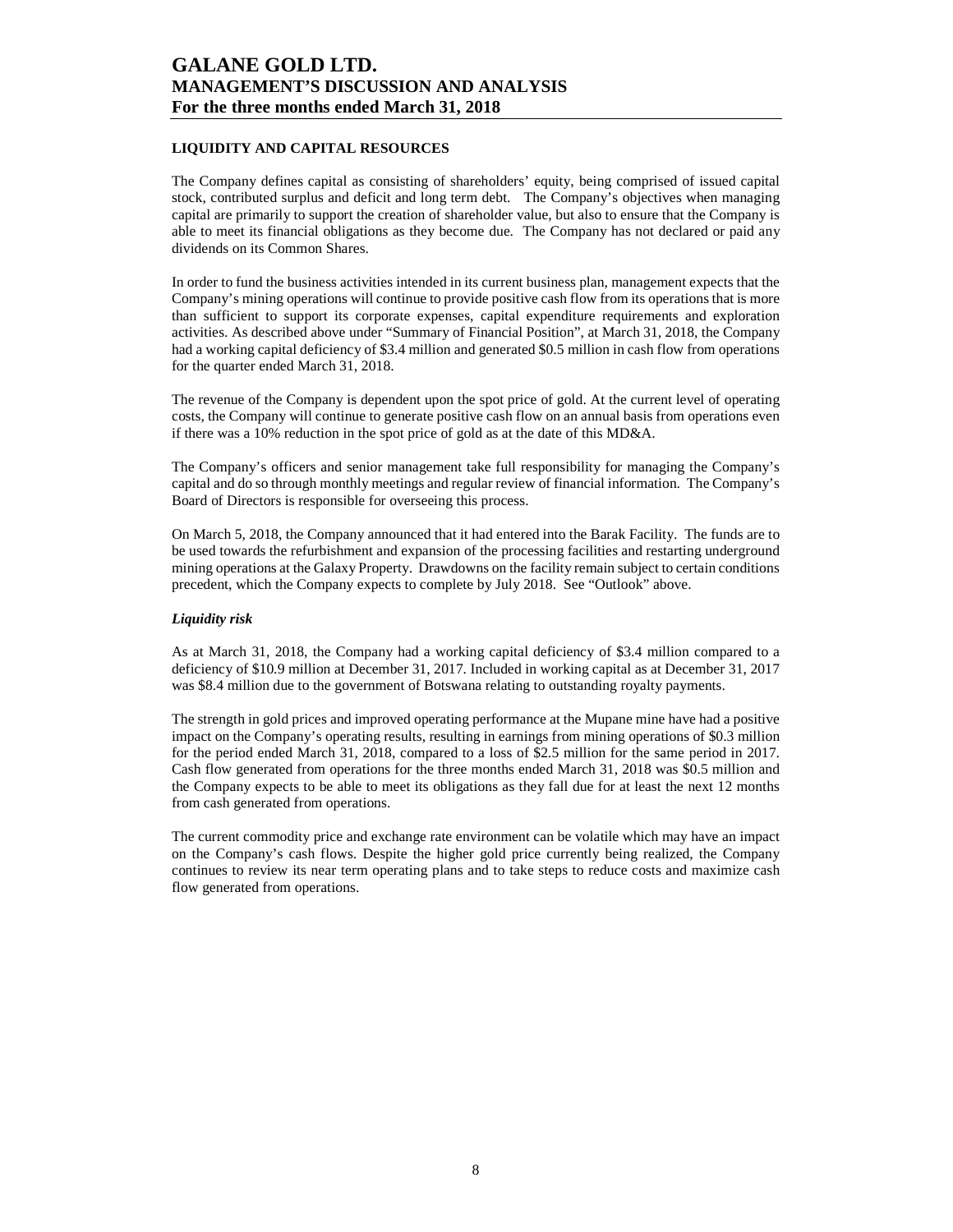## LIQUIDITY AND CAPITAL RESOURCES

The Company defines capital as consisting of shareholders' equity, being comprised of issued capital stock, contributed surplus and deficit and long term debt. The Company's objectives when managing capital are primarily to support the creation of shareholder value, but also to ensure that the Company is able to meet its financial obligations as they become due. The Company has not declared or paid any dividends on its Common Shares.

In order to fund the business activities intended in its current business plan, management expects that the Company's mining operations will continue to provide positive cash flow from its operations that is more than sufficient to support its corporate expenses, capital expenditure requirements and exploration activities. As described above under "Summary of Financial Position", at March 31, 2018, the Company had a working capital deficiency of $3.4 million and generated $0.5 million in cash flow from operations for the quarter ended March 31, 2018.

The revenue of the Company is dependent upon the spot price of gold. At the current level of operating costs, the Company will continue to generate positive cash flow on an annual basis from operations even if there was a 10% reduction in the spot price of gold as at the date of this MD&A.

The Company's officers and senior management take full responsibility for managing the Company's capital and do so through monthly meetings and regular review of financial information. The Company's Board of Directors is responsible for overseeing this process.

On March 5, 2018, the Company announced that it had entered into the Barak Facility. The funds are to be used towards the refurbishment and expansion of the processing facilities and restarting underground mining operations at the Galaxy Property. Drawdowns on the facility remain subject to certain conditions precedent, which the Company expects to complete by July 2018. See "Outlook" above.

### *Liquidity risk*

As at March 31, 2018, the Company had a working capital deficiency of $3.4 million compared to a deficiency of $10.9 million at December 31, 2017. Included in working capital as at December 31, 2017 was $8.4 million due to the government of Botswana relating to outstanding royalty payments.

The strength in gold prices and improved operating performance at the Mupane mine have had a positive impact on the Company's operating results, resulting in earnings from mining operations of $0.3 million for the period ended March 31, 2018, compared to a loss of $2.5 million for the same period in 2017. Cash flow generated from operations for the three months ended March 31, 2018 was $0.5 million and the Company expects to be able to meet its obligations as they fall due for at least the next 12 months from cash generated from operations.

The current commodity price and exchange rate environment can be volatile which may have an impact on the Company's cash flows. Despite the higher gold price currently being realized, the Company continues to review its near term operating plans and to take steps to reduce costs and maximize cash flow generated from operations.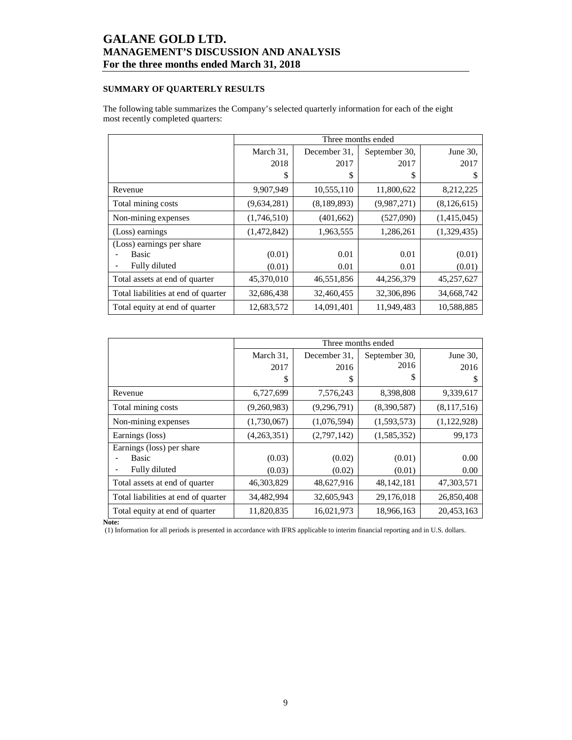## SUMMARY OF QUARTERLY RESULTS

The following table summarizes the Company's selected quarterly information for each of the eight most recently completed quarters:

| | Three months ended | | | |
|---|---|---|---|---|
| | March 31, 2018 $ | December 31, 2017 $ | September 30, 2017 $ | June 30, 2017 $ |
| Revenue | 9,907,949 | 10,555,110 | 11,800,622 | 8,212,225 |
| Total mining costs | (9,634,281) | (8,189,893) | (9,987,271) | (8,126,615) |
| Non-mining expenses | (1,746,510) | (401,662) | (527,090) | (1,415,045) |
| (Loss) earnings | (1,472,842) | 1,963,555 | 1,286,261 | (1,329,435) |
| (Loss) earnings per share | | | | |
| - Basic | (0.01) | 0.01 | 0.01 | (0.01) |
| - Fully diluted | (0.01) | 0.01 | 0.01 | (0.01) |
| Total assets at end of quarter | 45,370,010 | 46,551,856 | 44,256,379 | 45,257,627 |
| Total liabilities at end of quarter | 32,686,438 | 32,460,455 | 32,306,896 | 34,668,742 |
| Total equity at end of quarter | 12,683,572 | 14,091,401 | 11,949,483 | 10,588,885 |

| | Three months ended | | | |
|---|---|---|---|---|
| | March 31, 2017 $ | December 31, 2016 $ | September 30, 2016 $ | June 30, 2016 $ |
| Revenue | 6,727,699 | 7,576,243 | 8,398,808 | 9,339,617 |
| Total mining costs | (9,260,983) | (9,296,791) | (8,390,587) | (8,117,516) |
| Non-mining expenses | (1,730,067) | (1,076,594) | (1,593,573) | (1,122,928) |
| Earnings (loss) | (4,263,351) | (2,797,142) | (1,585,352) | 99,173 |
| Earnings (loss) per share | | | | |
| - Basic | (0.03) | (0.02) | (0.01) | 0.00 |
| - Fully diluted | (0.03) | (0.02) | (0.01) | 0.00 |
| Total assets at end of quarter | 46,303,829 | 48,627,916 | 48,142,181 | 47,303,571 |
| Total liabilities at end of quarter | 34,482,994 | 32,605,943 | 29,176,018 | 26,850,408 |
| Total equity at end of quarter | 11,820,835 | 16,021,973 | 18,966,163 | 20,453,163 |

**Note:**

(1) Information for all periods is presented in accordance with IFRS applicable to interim financial reporting and in U.S. dollars.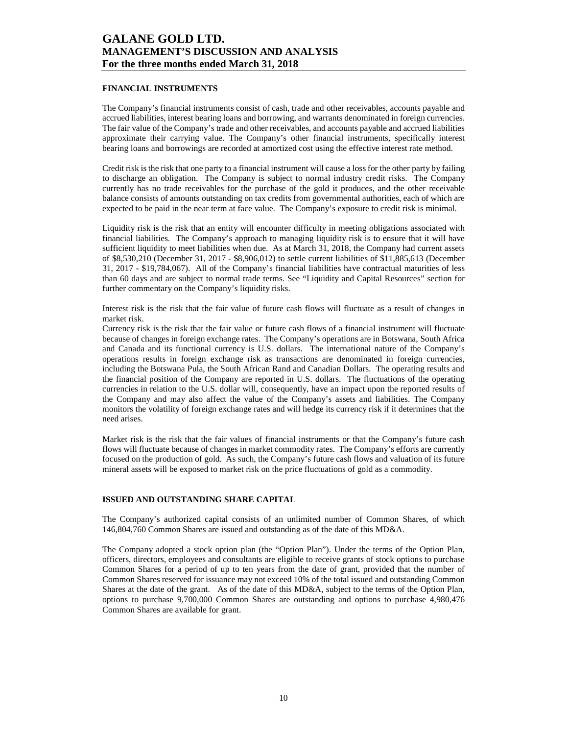## FINANCIAL INSTRUMENTS

The Company's financial instruments consist of cash, trade and other receivables, accounts payable and accrued liabilities, interest bearing loans and borrowing, and warrants denominated in foreign currencies. The fair value of the Company's trade and other receivables, and accounts payable and accrued liabilities approximate their carrying value. The Company's other financial instruments, specifically interest bearing loans and borrowings are recorded at amortized cost using the effective interest rate method.

Credit risk is the risk that one party to a financial instrument will cause a loss for the other party by failing to discharge an obligation. The Company is subject to normal industry credit risks. The Company currently has no trade receivables for the purchase of the gold it produces, and the other receivable balance consists of amounts outstanding on tax credits from governmental authorities, each of which are expected to be paid in the near term at face value. The Company's exposure to credit risk is minimal.

Liquidity risk is the risk that an entity will encounter difficulty in meeting obligations associated with financial liabilities. The Company's approach to managing liquidity risk is to ensure that it will have sufficient liquidity to meet liabilities when due. As at March 31, 2018, the Company had current assets of $8,530,210 (December 31, 2017 - $8,906,012) to settle current liabilities of $11,885,613 (December 31, 2017 - $19,784,067). All of the Company's financial liabilities have contractual maturities of less than 60 days and are subject to normal trade terms. See "Liquidity and Capital Resources" section for further commentary on the Company's liquidity risks.

Interest risk is the risk that the fair value of future cash flows will fluctuate as a result of changes in market risk.

Currency risk is the risk that the fair value or future cash flows of a financial instrument will fluctuate because of changes in foreign exchange rates. The Company's operations are in Botswana, South Africa and Canada and its functional currency is U.S. dollars. The international nature of the Company's operations results in foreign exchange risk as transactions are denominated in foreign currencies, including the Botswana Pula, the South African Rand and Canadian Dollars. The operating results and the financial position of the Company are reported in U.S. dollars. The fluctuations of the operating currencies in relation to the U.S. dollar will, consequently, have an impact upon the reported results of the Company and may also affect the value of the Company's assets and liabilities. The Company monitors the volatility of foreign exchange rates and will hedge its currency risk if it determines that the need arises.

Market risk is the risk that the fair values of financial instruments or that the Company's future cash flows will fluctuate because of changes in market commodity rates. The Company's efforts are currently focused on the production of gold. As such, the Company's future cash flows and valuation of its future mineral assets will be exposed to market risk on the price fluctuations of gold as a commodity.

## ISSUED AND OUTSTANDING SHARE CAPITAL

The Company's authorized capital consists of an unlimited number of Common Shares, of which 146,804,760 Common Shares are issued and outstanding as of the date of this MD&A.

The Company adopted a stock option plan (the "Option Plan"). Under the terms of the Option Plan, officers, directors, employees and consultants are eligible to receive grants of stock options to purchase Common Shares for a period of up to ten years from the date of grant, provided that the number of Common Shares reserved for issuance may not exceed 10% of the total issued and outstanding Common Shares at the date of the grant. As of the date of this MD&A, subject to the terms of the Option Plan, options to purchase 9,700,000 Common Shares are outstanding and options to purchase 4,980,476 Common Shares are available for grant.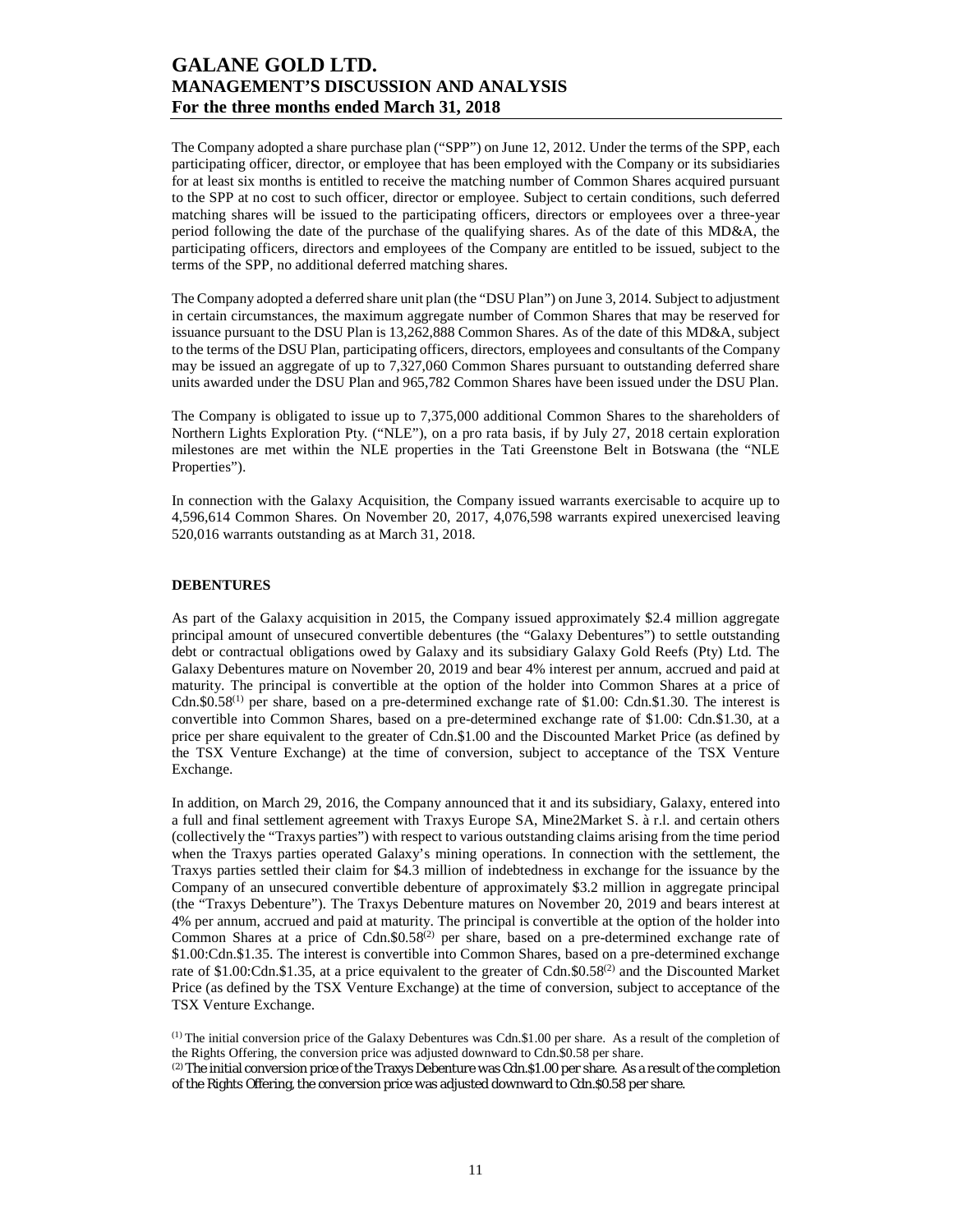The Company adopted a share purchase plan ("SPP") on June 12, 2012. Under the terms of the SPP, each participating officer, director, or employee that has been employed with the Company or its subsidiaries for at least six months is entitled to receive the matching number of Common Shares acquired pursuant to the SPP at no cost to such officer, director or employee. Subject to certain conditions, such deferred matching shares will be issued to the participating officers, directors or employees over a three-year period following the date of the purchase of the qualifying shares. As of the date of this MD&A, the participating officers, directors and employees of the Company are entitled to be issued, subject to the terms of the SPP, no additional deferred matching shares.

The Company adopted a deferred share unit plan (the "DSU Plan") on June 3, 2014. Subject to adjustment in certain circumstances, the maximum aggregate number of Common Shares that may be reserved for issuance pursuant to the DSU Plan is 13,262,888 Common Shares. As of the date of this MD&A, subject to the terms of the DSU Plan, participating officers, directors, employees and consultants of the Company may be issued an aggregate of up to 7,327,060 Common Shares pursuant to outstanding deferred share units awarded under the DSU Plan and 965,782 Common Shares have been issued under the DSU Plan.

The Company is obligated to issue up to 7,375,000 additional Common Shares to the shareholders of Northern Lights Exploration Pty. ("NLE"), on a pro rata basis, if by July 27, 2018 certain exploration milestones are met within the NLE properties in the Tati Greenstone Belt in Botswana (the "NLE Properties").

In connection with the Galaxy Acquisition, the Company issued warrants exercisable to acquire up to 4,596,614 Common Shares. On November 20, 2017, 4,076,598 warrants expired unexercised leaving 520,016 warrants outstanding as at March 31, 2018.

## DEBENTURES

As part of the Galaxy acquisition in 2015, the Company issued approximately $2.4 million aggregate principal amount of unsecured convertible debentures (the "Galaxy Debentures") to settle outstanding debt or contractual obligations owed by Galaxy and its subsidiary Galaxy Gold Reefs (Pty) Ltd. The Galaxy Debentures mature on November 20, 2019 and bear 4% interest per annum, accrued and paid at maturity. The principal is convertible at the option of the holder into Common Shares at a price of Cdn.$0.58[(1)] per share, based on a pre-determined exchange rate of $1.00: Cdn.$1.30. The interest is convertible into Common Shares, based on a pre-determined exchange rate of $1.00: Cdn.$1.30, at a price per share equivalent to the greater of Cdn.$1.00 and the Discounted Market Price (as defined by the TSX Venture Exchange) at the time of conversion, subject to acceptance of the TSX Venture Exchange.

In addition, on March 29, 2016, the Company announced that it and its subsidiary, Galaxy, entered into a full and final settlement agreement with Traxys Europe SA, Mine2Market S. à r.l. and certain others (collectively the "Traxys parties") with respect to various outstanding claims arising from the time period when the Traxys parties operated Galaxy's mining operations. In connection with the settlement, the Traxys parties settled their claim for $4.3 million of indebtedness in exchange for the issuance by the Company of an unsecured convertible debenture of approximately $3.2 million in aggregate principal (the "Traxys Debenture"). The Traxys Debenture matures on November 20, 2019 and bears interest at 4% per annum, accrued and paid at maturity. The principal is convertible at the option of the holder into Common Shares at a price of Cdn.$0.58[(2)] per share, based on a pre-determined exchange rate of $1.00:Cdn.$1.35. The interest is convertible into Common Shares, based on a pre-determined exchange rate of $1.00:Cdn.$1.35, at a price equivalent to the greater of Cdn.$0.58[(2)] and the Discounted Market Price (as defined by the TSX Venture Exchange) at the time of conversion, subject to acceptance of the TSX Venture Exchange.

[(1)] The initial conversion price of the Galaxy Debentures was Cdn.$1.00 per share. As a result of the completion of the Rights Offering, the conversion price was adjusted downward to Cdn.$0.58 per share.
[(2)] The initial conversion price of the Traxys Debenture was Cdn.$1.00 per share. As a result of the completion of the Rights Offering, the conversion price was adjusted downward to Cdn.$0.58 per share.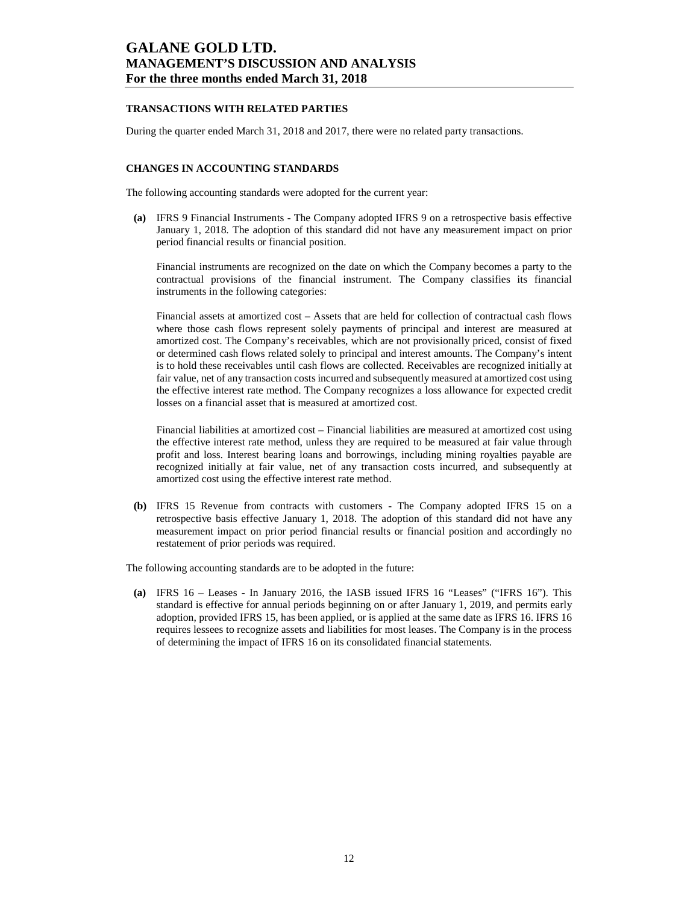## TRANSACTIONS WITH RELATED PARTIES

During the quarter ended March 31, 2018 and 2017, there were no related party transactions.

## CHANGES IN ACCOUNTING STANDARDS

The following accounting standards were adopted for the current year:

**(a)** IFRS 9 Financial Instruments - The Company adopted IFRS 9 on a retrospective basis effective January 1, 2018. The adoption of this standard did not have any measurement impact on prior period financial results or financial position.

Financial instruments are recognized on the date on which the Company becomes a party to the contractual provisions of the financial instrument. The Company classifies its financial instruments in the following categories:

Financial assets at amortized cost – Assets that are held for collection of contractual cash flows where those cash flows represent solely payments of principal and interest are measured at amortized cost. The Company's receivables, which are not provisionally priced, consist of fixed or determined cash flows related solely to principal and interest amounts. The Company's intent is to hold these receivables until cash flows are collected. Receivables are recognized initially at fair value, net of any transaction costs incurred and subsequently measured at amortized cost using the effective interest rate method. The Company recognizes a loss allowance for expected credit losses on a financial asset that is measured at amortized cost.

Financial liabilities at amortized cost – Financial liabilities are measured at amortized cost using the effective interest rate method, unless they are required to be measured at fair value through profit and loss. Interest bearing loans and borrowings, including mining royalties payable are recognized initially at fair value, net of any transaction costs incurred, and subsequently at amortized cost using the effective interest rate method.

**(b)** IFRS 15 Revenue from contracts with customers - The Company adopted IFRS 15 on a retrospective basis effective January 1, 2018. The adoption of this standard did not have any measurement impact on prior period financial results or financial position and accordingly no restatement of prior periods was required.

The following accounting standards are to be adopted in the future:

**(a)** IFRS 16 – Leases - In January 2016, the IASB issued IFRS 16 "Leases" ("IFRS 16"). This standard is effective for annual periods beginning on or after January 1, 2019, and permits early adoption, provided IFRS 15, has been applied, or is applied at the same date as IFRS 16. IFRS 16 requires lessees to recognize assets and liabilities for most leases. The Company is in the process of determining the impact of IFRS 16 on its consolidated financial statements.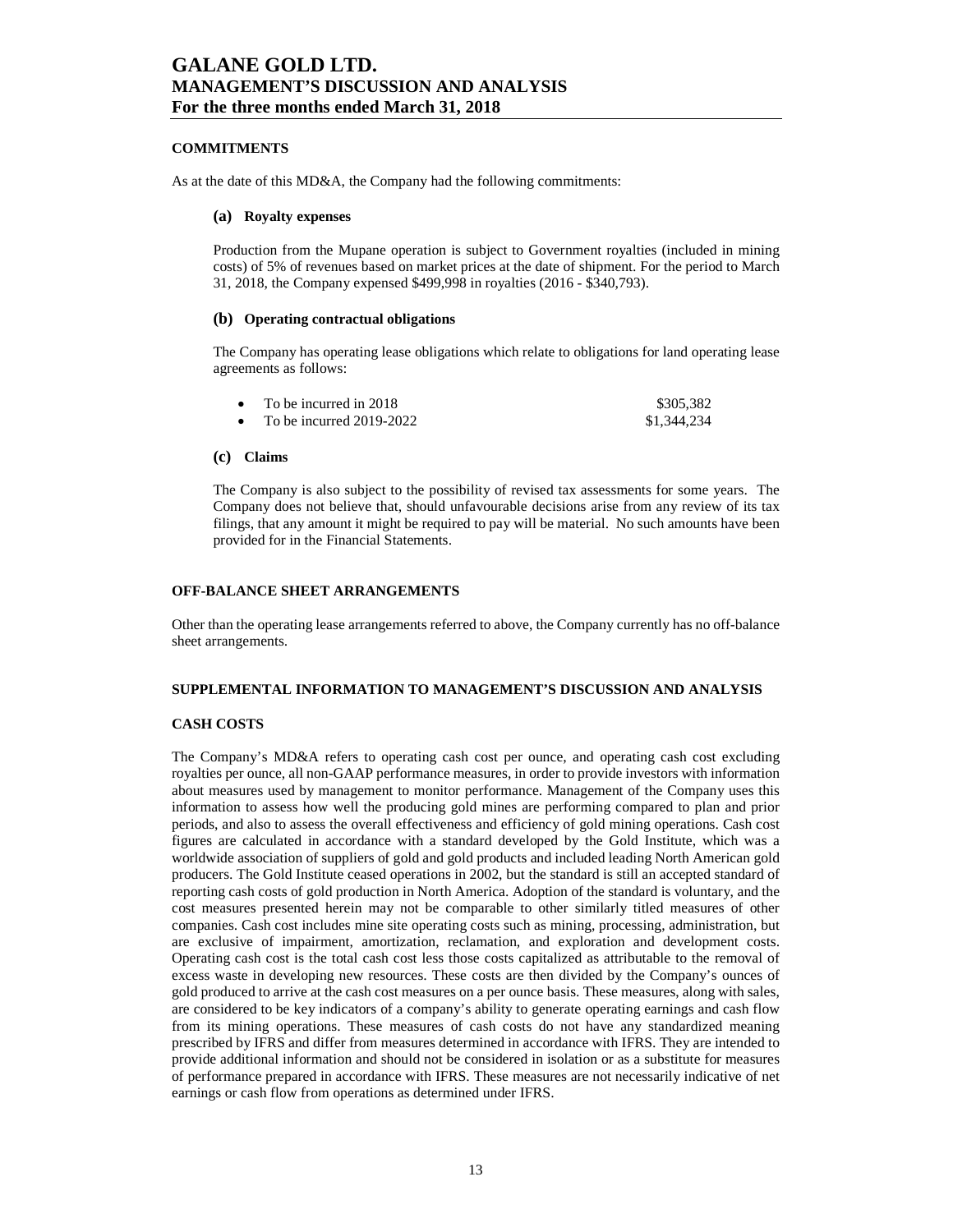## COMMITMENTS

As at the date of this MD&A, the Company had the following commitments:

### (a) Royalty expenses

Production from the Mupane operation is subject to Government royalties (included in mining costs) of 5% of revenues based on market prices at the date of shipment. For the period to March 31, 2018, the Company expensed $499,998 in royalties (2016 - $340,793).

### (b) Operating contractual obligations

The Company has operating lease obligations which relate to obligations for land operating lease agreements as follows:

- To be incurred in 2018 — $305,382
- To be incurred 2019-2022 — $1,344,234

### (c) Claims

The Company is also subject to the possibility of revised tax assessments for some years. The Company does not believe that, should unfavourable decisions arise from any review of its tax filings, that any amount it might be required to pay will be material. No such amounts have been provided for in the Financial Statements.

## OFF-BALANCE SHEET ARRANGEMENTS

Other than the operating lease arrangements referred to above, the Company currently has no off-balance sheet arrangements.

## SUPPLEMENTAL INFORMATION TO MANAGEMENT'S DISCUSSION AND ANALYSIS

## CASH COSTS

The Company's MD&A refers to operating cash cost per ounce, and operating cash cost excluding royalties per ounce, all non-GAAP performance measures, in order to provide investors with information about measures used by management to monitor performance. Management of the Company uses this information to assess how well the producing gold mines are performing compared to plan and prior periods, and also to assess the overall effectiveness and efficiency of gold mining operations. Cash cost figures are calculated in accordance with a standard developed by the Gold Institute, which was a worldwide association of suppliers of gold and gold products and included leading North American gold producers. The Gold Institute ceased operations in 2002, but the standard is still an accepted standard of reporting cash costs of gold production in North America. Adoption of the standard is voluntary, and the cost measures presented herein may not be comparable to other similarly titled measures of other companies. Cash cost includes mine site operating costs such as mining, processing, administration, but are exclusive of impairment, amortization, reclamation, and exploration and development costs. Operating cash cost is the total cash cost less those costs capitalized as attributable to the removal of excess waste in developing new resources. These costs are then divided by the Company's ounces of gold produced to arrive at the cash cost measures on a per ounce basis. These measures, along with sales, are considered to be key indicators of a company's ability to generate operating earnings and cash flow from its mining operations. These measures of cash costs do not have any standardized meaning prescribed by IFRS and differ from measures determined in accordance with IFRS. They are intended to provide additional information and should not be considered in isolation or as a substitute for measures of performance prepared in accordance with IFRS. These measures are not necessarily indicative of net earnings or cash flow from operations as determined under IFRS.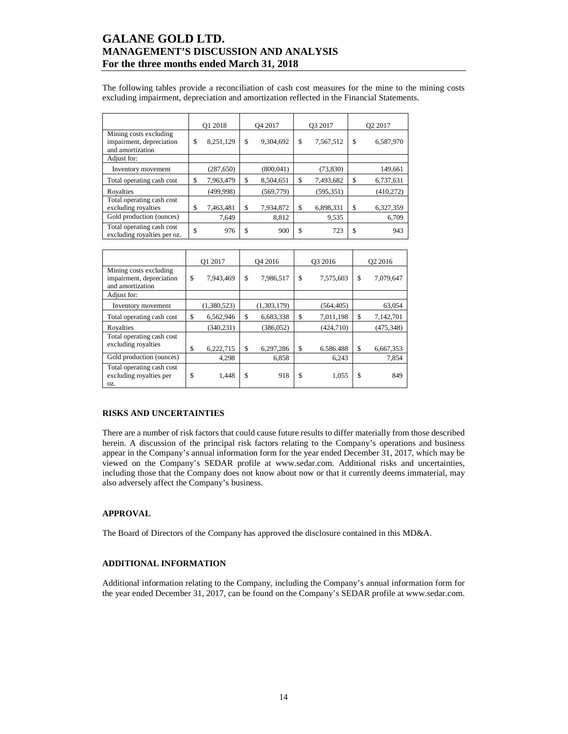The following tables provide a reconciliation of cash cost measures for the mine to the mining costs excluding impairment, depreciation and amortization reflected in the Financial Statements.

| | Q1 2018 | Q4 2017 | Q3 2017 | Q2 2017 |
|---|---|---|---|---|
| Mining costs excluding impairment, depreciation and amortization | $ 8,251,129 | $ 9,304,692 | $ 7,567,512 | $ 6,587,970 |
| Adjust for: | | | | |
| Inventory movement | (287,650) | (800,041) | (73,830) | 149,661 |
| Total operating cash cost | $ 7,963,479 | $ 8,504,651 | $ 7,493,682 | $ 6,737,631 |
| Royalties | (499,998) | (569,779) | (595,351) | (410,272) |
| Total operating cash cost excluding royalties | $ 7,463,481 | $ 7,934,872 | $ 6,898,331 | $ 6,327,359 |
| Gold production (ounces) | 7,649 | 8,812 | 9,535 | 6,709 |
| Total operating cash cost excluding royalties per oz. | $ 976 | $ 900 | $ 723 | $ 943 |

| | Q1 2017 | Q4 2016 | Q3 2016 | Q2 2016 |
|---|---|---|---|---|
| Mining costs excluding impairment, depreciation and amortization | $ 7,943,469 | $ 7,986,517 | $ 7,575,603 | $ 7,079,647 |
| Adjust for: | | | | |
| Inventory movement | (1,380,523) | (1,303,179) | (564,405) | 63,054 |
| Total operating cash cost | $ 6,562,946 | $ 6,683,338 | $ 7,011,198 | $ 7,142,701 |
| Royalties | (340,231) | (386,052) | (424,710) | (475,348) |
| Total operating cash cost excluding royalties | $ 6,222,715 | $ 6,297,286 | $ 6.586.488 | $ 6,667,353 |
| Gold production (ounces) | 4,298 | 6,858 | 6,243 | 7,854 |
| Total operating cash cost excluding royalties per oz. | $ 1,448 | $ 918 | $ 1,055 | $ 849 |

## RISKS AND UNCERTAINTIES

There are a number of risk factors that could cause future results to differ materially from those described herein. A discussion of the principal risk factors relating to the Company's operations and business appear in the Company's annual information form for the year ended December 31, 2017, which may be viewed on the Company's SEDAR profile at www.sedar.com. Additional risks and uncertainties, including those that the Company does not know about now or that it currently deems immaterial, may also adversely affect the Company's business.

## APPROVAL

The Board of Directors of the Company has approved the disclosure contained in this MD&A.

## ADDITIONAL INFORMATION

Additional information relating to the Company, including the Company's annual information form for the year ended December 31, 2017, can be found on the Company's SEDAR profile at www.sedar.com.